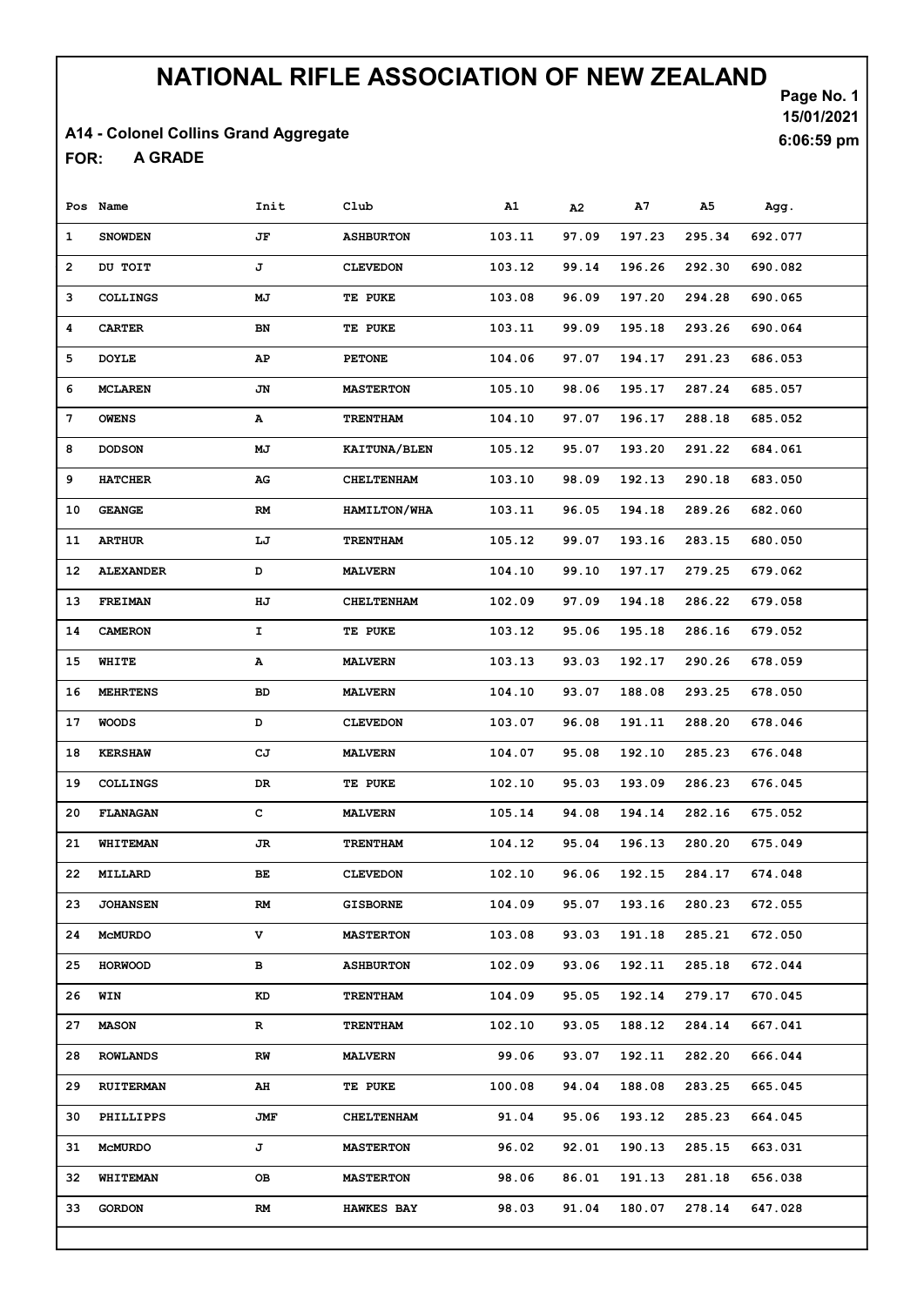# NATIONAL RIFLE ASSOCIATION OF NEW ZEALAND

15/01/2021

6:06:59 pm

A14 - Colonel Collins Grand Aggregate

FOR: A GRADE

| Pos | Name | Init | Club | A1 | A2 | A7 | A5 | Agg. |
|---|---|---|---|---|---|---|---|---|
| 1 | SNOWDEN | JF | ASHBURTON | 103.11 | 97.09 | 197.23 | 295.34 | 692.077 |
| 2 | DU TOIT | J | CLEVEDON | 103.12 | 99.14 | 196.26 | 292.30 | 690.082 |
| 3 | COLLINGS | MJ | TE PUKE | 103.08 | 96.09 | 197.20 | 294.28 | 690.065 |
| 4 | CARTER | BN | TE PUKE | 103.11 | 99.09 | 195.18 | 293.26 | 690.064 |
| 5 | DOYLE | AP | PETONE | 104.06 | 97.07 | 194.17 | 291.23 | 686.053 |
| 6 | MCLAREN | JN | MASTERTON | 105.10 | 98.06 | 195.17 | 287.24 | 685.057 |
| 7 | OWENS | A | TRENTHAM | 104.10 | 97.07 | 196.17 | 288.18 | 685.052 |
| 8 | DODSON | MJ | KAITUNA/BLEN | 105.12 | 95.07 | 193.20 | 291.22 | 684.061 |
| 9 | HATCHER | AG | CHELTENHAM | 103.10 | 98.09 | 192.13 | 290.18 | 683.050 |
| 10 | GEANGE | RM | HAMILTON/WHA | 103.11 | 96.05 | 194.18 | 289.26 | 682.060 |
| 11 | ARTHUR | LJ | TRENTHAM | 105.12 | 99.07 | 193.16 | 283.15 | 680.050 |
| 12 | ALEXANDER | D | MALVERN | 104.10 | 99.10 | 197.17 | 279.25 | 679.062 |
| 13 | FREIMAN | HJ | CHELTENHAM | 102.09 | 97.09 | 194.18 | 286.22 | 679.058 |
| 14 | CAMERON | I | TE PUKE | 103.12 | 95.06 | 195.18 | 286.16 | 679.052 |
| 15 | WHITE | A | MALVERN | 103.13 | 93.03 | 192.17 | 290.26 | 678.059 |
| 16 | MEHRTENS | BD | MALVERN | 104.10 | 93.07 | 188.08 | 293.25 | 678.050 |
| 17 | WOODS | D | CLEVEDON | 103.07 | 96.08 | 191.11 | 288.20 | 678.046 |
| 18 | KERSHAW | CJ | MALVERN | 104.07 | 95.08 | 192.10 | 285.23 | 676.048 |
| 19 | COLLINGS | DR | TE PUKE | 102.10 | 95.03 | 193.09 | 286.23 | 676.045 |
| 20 | FLANAGAN | C | MALVERN | 105.14 | 94.08 | 194.14 | 282.16 | 675.052 |
| 21 | WHITEMAN | JR | TRENTHAM | 104.12 | 95.04 | 196.13 | 280.20 | 675.049 |
| 22 | MILLARD | BE | CLEVEDON | 102.10 | 96.06 | 192.15 | 284.17 | 674.048 |
| 23 | JOHANSEN | RM | GISBORNE | 104.09 | 95.07 | 193.16 | 280.23 | 672.055 |
| 24 | McMURDO | V | MASTERTON | 103.08 | 93.03 | 191.18 | 285.21 | 672.050 |
| 25 | HORWOOD | B | ASHBURTON | 102.09 | 93.06 | 192.11 | 285.18 | 672.044 |
| 26 | WIN | KD | TRENTHAM | 104.09 | 95.05 | 192.14 | 279.17 | 670.045 |
| 27 | MASON | R | TRENTHAM | 102.10 | 93.05 | 188.12 | 284.14 | 667.041 |
| 28 | ROWLANDS | RW | MALVERN | 99.06 | 93.07 | 192.11 | 282.20 | 666.044 |
| 29 | RUITERMAN | AH | TE PUKE | 100.08 | 94.04 | 188.08 | 283.25 | 665.045 |
| 30 | PHILLIPPS | JMF | CHELTENHAM | 91.04 | 95.06 | 193.12 | 285.23 | 664.045 |
| 31 | McMURDO | J | MASTERTON | 96.02 | 92.01 | 190.13 | 285.15 | 663.031 |
| 32 | WHITEMAN | OB | MASTERTON | 98.06 | 86.01 | 191.13 | 281.18 | 656.038 |
| 33 | GORDON | RM | HAWKES BAY | 98.03 | 91.04 | 180.07 | 278.14 | 647.028 |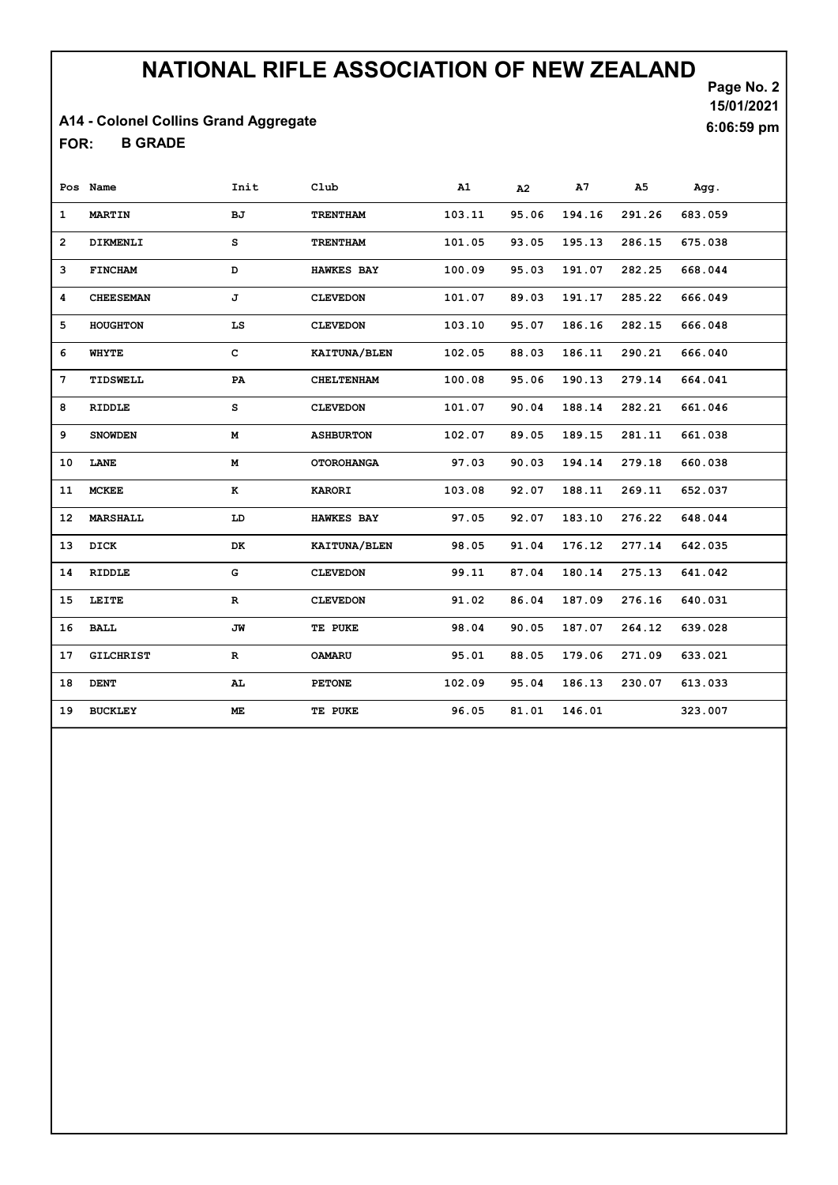# NATIONAL RIFLE ASSOCIATION OF NEW ZEALAND

15/01/2021
6:06:59 pm

**A14 - Colonel Collins Grand Aggregate**

**FOR: B GRADE**

| Pos | Name | Init | Club | A1 | A2 | A7 | A5 | Agg. |
|---|---|---|---|---|---|---|---|---|
| 1 | MARTIN | BJ | TRENTHAM | 103.11 | 95.06 | 194.16 | 291.26 | 683.059 |
| 2 | DIKMENLI | S | TRENTHAM | 101.05 | 93.05 | 195.13 | 286.15 | 675.038 |
| 3 | FINCHAM | D | HAWKES BAY | 100.09 | 95.03 | 191.07 | 282.25 | 668.044 |
| 4 | CHEESEMAN | J | CLEVEDON | 101.07 | 89.03 | 191.17 | 285.22 | 666.049 |
| 5 | HOUGHTON | LS | CLEVEDON | 103.10 | 95.07 | 186.16 | 282.15 | 666.048 |
| 6 | WHYTE | C | KAITUNA/BLEN | 102.05 | 88.03 | 186.11 | 290.21 | 666.040 |
| 7 | TIDSWELL | PA | CHELTENHAM | 100.08 | 95.06 | 190.13 | 279.14 | 664.041 |
| 8 | RIDDLE | S | CLEVEDON | 101.07 | 90.04 | 188.14 | 282.21 | 661.046 |
| 9 | SNOWDEN | M | ASHBURTON | 102.07 | 89.05 | 189.15 | 281.11 | 661.038 |
| 10 | LANE | M | OTOROHANGA | 97.03 | 90.03 | 194.14 | 279.18 | 660.038 |
| 11 | MCKEE | K | KARORI | 103.08 | 92.07 | 188.11 | 269.11 | 652.037 |
| 12 | MARSHALL | LD | HAWKES BAY | 97.05 | 92.07 | 183.10 | 276.22 | 648.044 |
| 13 | DICK | DK | KAITUNA/BLEN | 98.05 | 91.04 | 176.12 | 277.14 | 642.035 |
| 14 | RIDDLE | G | CLEVEDON | 99.11 | 87.04 | 180.14 | 275.13 | 641.042 |
| 15 | LEITE | R | CLEVEDON | 91.02 | 86.04 | 187.09 | 276.16 | 640.031 |
| 16 | BALL | JW | TE PUKE | 98.04 | 90.05 | 187.07 | 264.12 | 639.028 |
| 17 | GILCHRIST | R | OAMARU | 95.01 | 88.05 | 179.06 | 271.09 | 633.021 |
| 18 | DENT | AL | PETONE | 102.09 | 95.04 | 186.13 | 230.07 | 613.033 |
| 19 | BUCKLEY | ME | TE PUKE | 96.05 | 81.01 | 146.01 | | 323.007 |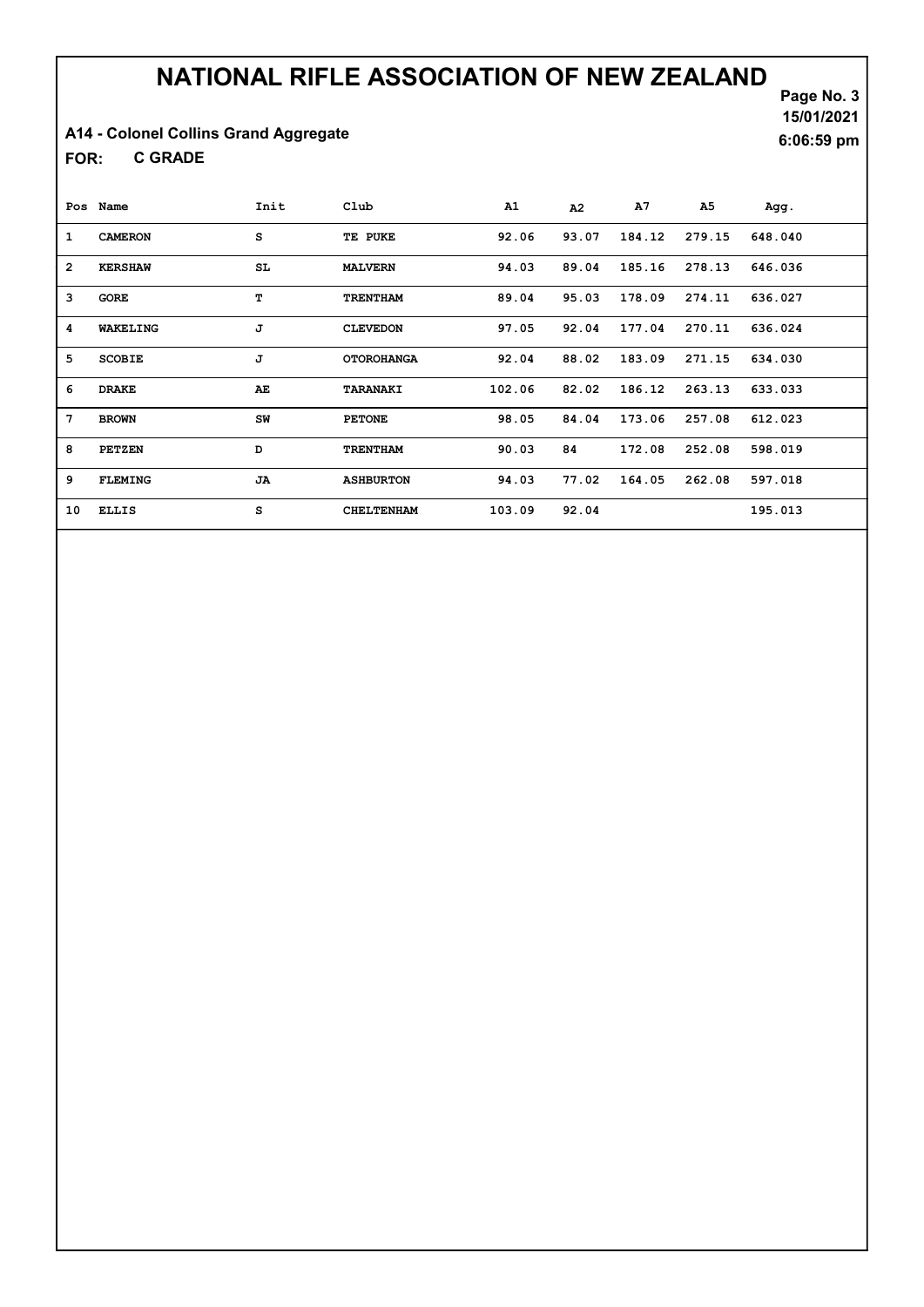# NATIONAL RIFLE ASSOCIATION OF NEW ZEALAND

15/01/2021

6:06:59 pm

A14 - Colonel Collins Grand Aggregate

FOR: C GRADE

| Pos | Name | Init | Club | A1 | A2 | A7 | A5 | Agg. |
|---|---|---|---|---|---|---|---|---|
| 1 | CAMERON | S | TE PUKE | 92.06 | 93.07 | 184.12 | 279.15 | 648.040 |
| 2 | KERSHAW | SL | MALVERN | 94.03 | 89.04 | 185.16 | 278.13 | 646.036 |
| 3 | GORE | T | TRENTHAM | 89.04 | 95.03 | 178.09 | 274.11 | 636.027 |
| 4 | WAKELING | J | CLEVEDON | 97.05 | 92.04 | 177.04 | 270.11 | 636.024 |
| 5 | SCOBIE | J | OTOROHANGA | 92.04 | 88.02 | 183.09 | 271.15 | 634.030 |
| 6 | DRAKE | AE | TARANAKI | 102.06 | 82.02 | 186.12 | 263.13 | 633.033 |
| 7 | BROWN | SW | PETONE | 98.05 | 84.04 | 173.06 | 257.08 | 612.023 |
| 8 | PETZEN | D | TRENTHAM | 90.03 | 84 | 172.08 | 252.08 | 598.019 |
| 9 | FLEMING | JA | ASHBURTON | 94.03 | 77.02 | 164.05 | 262.08 | 597.018 |
| 10 | ELLIS | S | CHELTENHAM | 103.09 | 92.04 | | | 195.013 |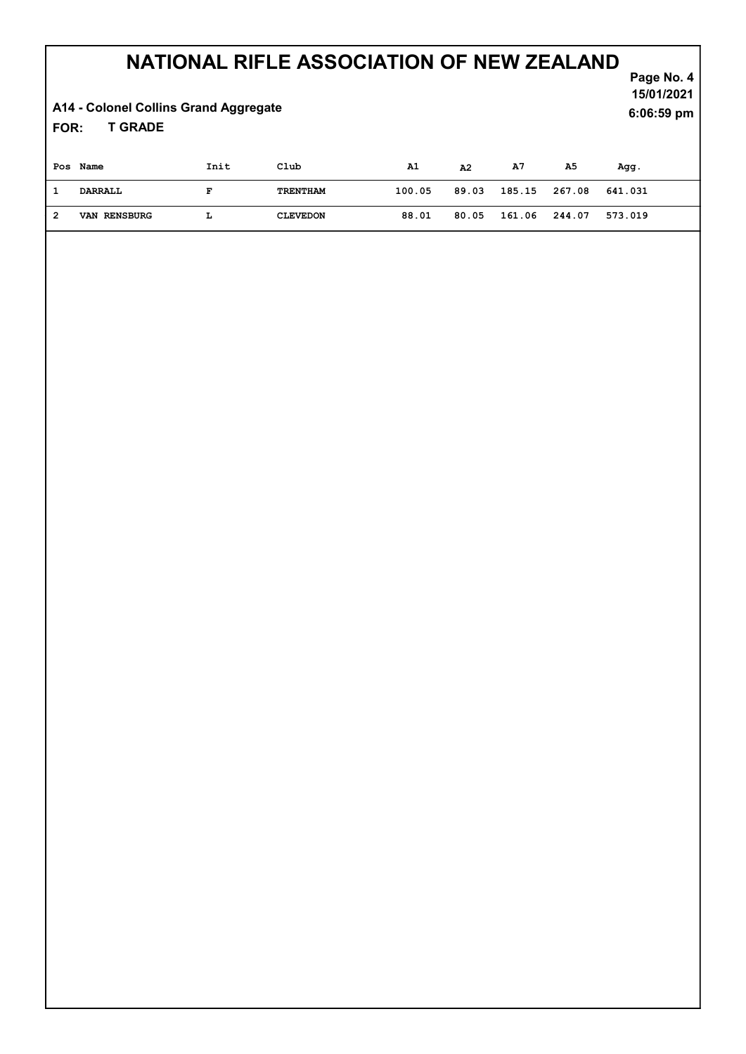# NATIONAL RIFLE ASSOCIATION OF NEW ZEALAND

15/01/2021

6:06:59 pm

**A14 - Colonel Collins Grand Aggregate**

**FOR: T GRADE**

| Pos | Name | Init | Club | A1 | A2 | A7 | A5 | Agg. |
|---|---|---|---|---|---|---|---|---|
| 1 | DARRALL | F | TRENTHAM | 100.05 | 89.03 | 185.15 | 267.08 | 641.031 |
| 2 | VAN RENSBURG | L | CLEVEDON | 88.01 | 80.05 | 161.06 | 244.07 | 573.019 |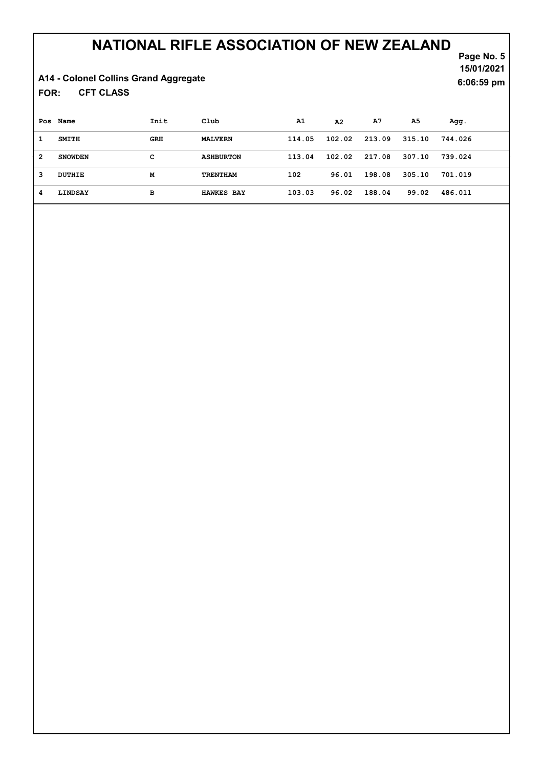# NATIONAL RIFLE ASSOCIATION OF NEW ZEALAND

15/01/2021
6:06:59 pm

**A14 - Colonel Collins Grand Aggregate**

**FOR: CFT CLASS**

| Pos | Name | Init | Club | A1 | A2 | A7 | A5 | Agg. |
|---|---|---|---|---|---|---|---|---|
| 1 | SMITH | GRH | MALVERN | 114.05 | 102.02 | 213.09 | 315.10 | 744.026 |
| 2 | SNOWDEN | C | ASHBURTON | 113.04 | 102.02 | 217.08 | 307.10 | 739.024 |
| 3 | DUTHIE | M | TRENTHAM | 102 | 96.01 | 198.08 | 305.10 | 701.019 |
| 4 | LINDSAY | B | HAWKES BAY | 103.03 | 96.02 | 188.04 | 99.02 | 486.011 |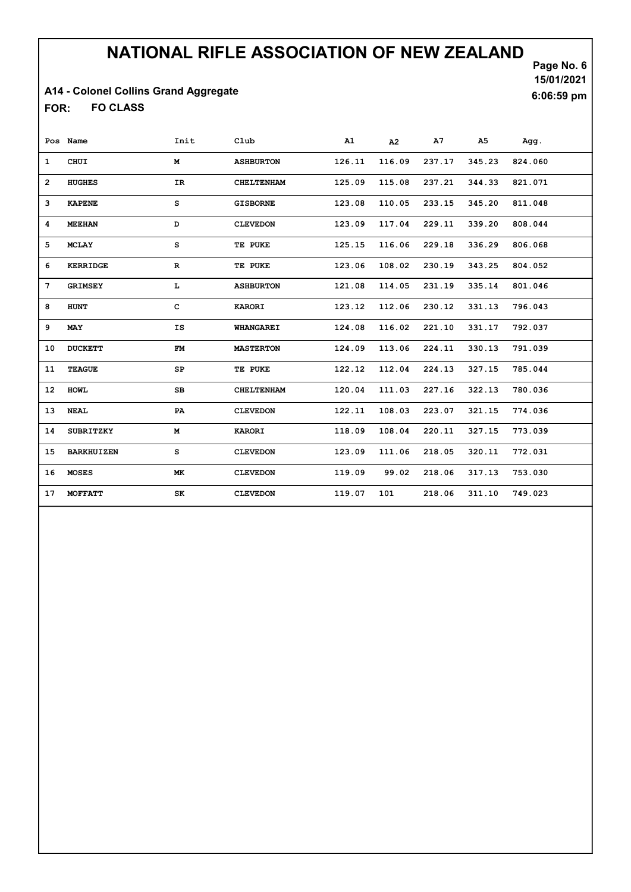# NATIONAL RIFLE ASSOCIATION OF NEW ZEALAND

15/01/2021

6:06:59 pm

**A14 - Colonel Collins Grand Aggregate**

**FOR: FO CLASS**

| Pos | Name | Init | Club | A1 | A2 | A7 | A5 | Agg. |
|---|---|---|---|---|---|---|---|---|
| 1 | CHUI | M | ASHBURTON | 126.11 | 116.09 | 237.17 | 345.23 | 824.060 |
| 2 | HUGHES | IR | CHELTENHAM | 125.09 | 115.08 | 237.21 | 344.33 | 821.071 |
| 3 | KAPENE | S | GISBORNE | 123.08 | 110.05 | 233.15 | 345.20 | 811.048 |
| 4 | MEEHAN | D | CLEVEDON | 123.09 | 117.04 | 229.11 | 339.20 | 808.044 |
| 5 | MCLAY | S | TE PUKE | 125.15 | 116.06 | 229.18 | 336.29 | 806.068 |
| 6 | KERRIDGE | R | TE PUKE | 123.06 | 108.02 | 230.19 | 343.25 | 804.052 |
| 7 | GRIMSEY | L | ASHBURTON | 121.08 | 114.05 | 231.19 | 335.14 | 801.046 |
| 8 | HUNT | C | KARORI | 123.12 | 112.06 | 230.12 | 331.13 | 796.043 |
| 9 | MAY | IS | WHANGAREI | 124.08 | 116.02 | 221.10 | 331.17 | 792.037 |
| 10 | DUCKETT | FM | MASTERTON | 124.09 | 113.06 | 224.11 | 330.13 | 791.039 |
| 11 | TEAGUE | SP | TE PUKE | 122.12 | 112.04 | 224.13 | 327.15 | 785.044 |
| 12 | HOWL | SB | CHELTENHAM | 120.04 | 111.03 | 227.16 | 322.13 | 780.036 |
| 13 | NEAL | PA | CLEVEDON | 122.11 | 108.03 | 223.07 | 321.15 | 774.036 |
| 14 | SUBRITZKY | M | KARORI | 118.09 | 108.04 | 220.11 | 327.15 | 773.039 |
| 15 | BARKHUIZEN | S | CLEVEDON | 123.09 | 111.06 | 218.05 | 320.11 | 772.031 |
| 16 | MOSES | MK | CLEVEDON | 119.09 | 99.02 | 218.06 | 317.13 | 753.030 |
| 17 | MOFFATT | SK | CLEVEDON | 119.07 | 101 | 218.06 | 311.10 | 749.023 |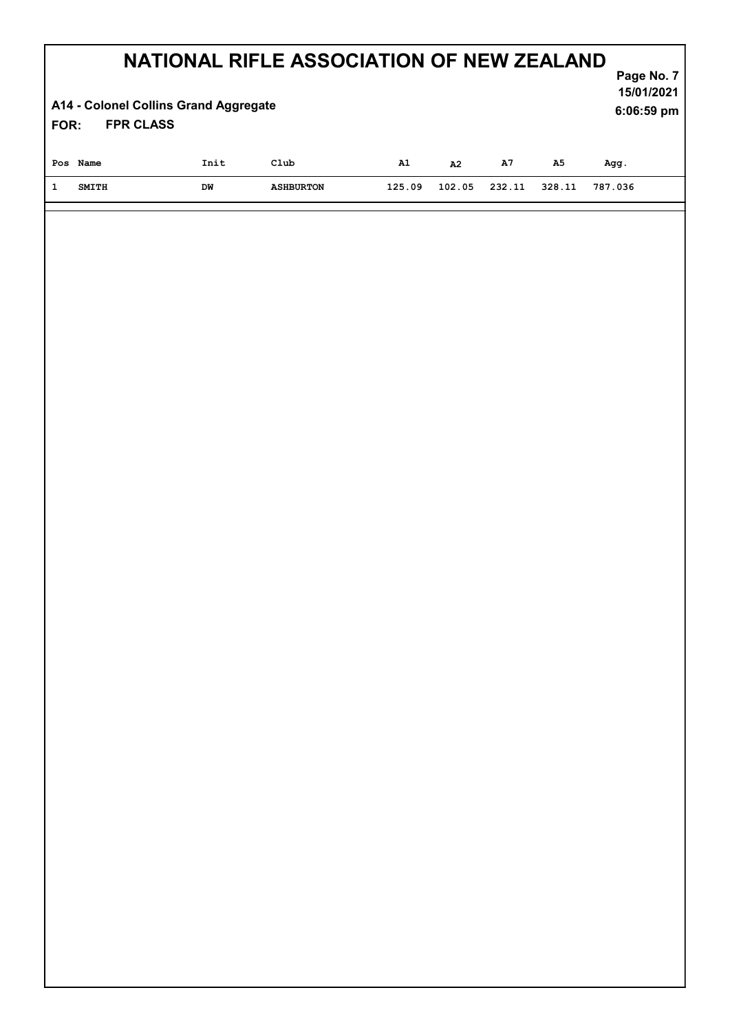# NATIONAL RIFLE ASSOCIATION OF NEW ZEALAND

15/01/2021

6:06:59 pm

**A14 - Colonel Collins Grand Aggregate**

**FOR: FPR CLASS**

| Pos | Name | Init | Club | A1 | A2 | A7 | A5 | Agg. |
|---|---|---|---|---|---|---|---|---|
| 1 | SMITH | DW | ASHBURTON | 125.09 | 102.05 | 232.11 | 328.11 | 787.036 |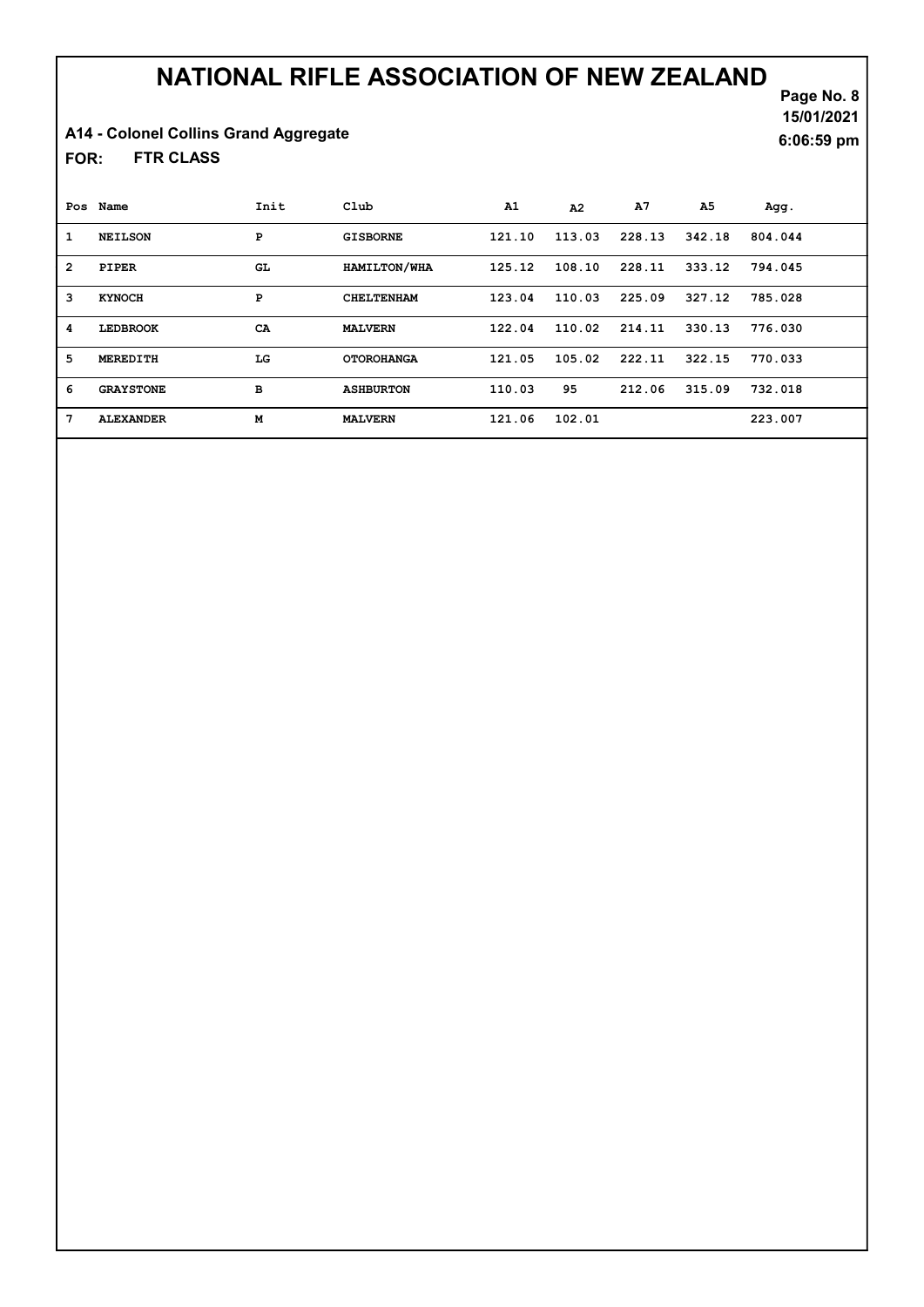# NATIONAL RIFLE ASSOCIATION OF NEW ZEALAND

15/01/2021

6:06:59 pm

A14 - Colonel Collins Grand Aggregate

FOR: FTR CLASS

| Pos | Name | Init | Club | A1 | A2 | A7 | A5 | Agg. |
|---|---|---|---|---|---|---|---|---|
| 1 | NEILSON | P | GISBORNE | 121.10 | 113.03 | 228.13 | 342.18 | 804.044 |
| 2 | PIPER | GL | HAMILTON/WHA | 125.12 | 108.10 | 228.11 | 333.12 | 794.045 |
| 3 | KYNOCH | P | CHELTENHAM | 123.04 | 110.03 | 225.09 | 327.12 | 785.028 |
| 4 | LEDBROOK | CA | MALVERN | 122.04 | 110.02 | 214.11 | 330.13 | 776.030 |
| 5 | MEREDITH | LG | OTOROHANGA | 121.05 | 105.02 | 222.11 | 322.15 | 770.033 |
| 6 | GRAYSTONE | B | ASHBURTON | 110.03 | 95 | 212.06 | 315.09 | 732.018 |
| 7 | ALEXANDER | M | MALVERN | 121.06 | 102.01 | | | 223.007 |